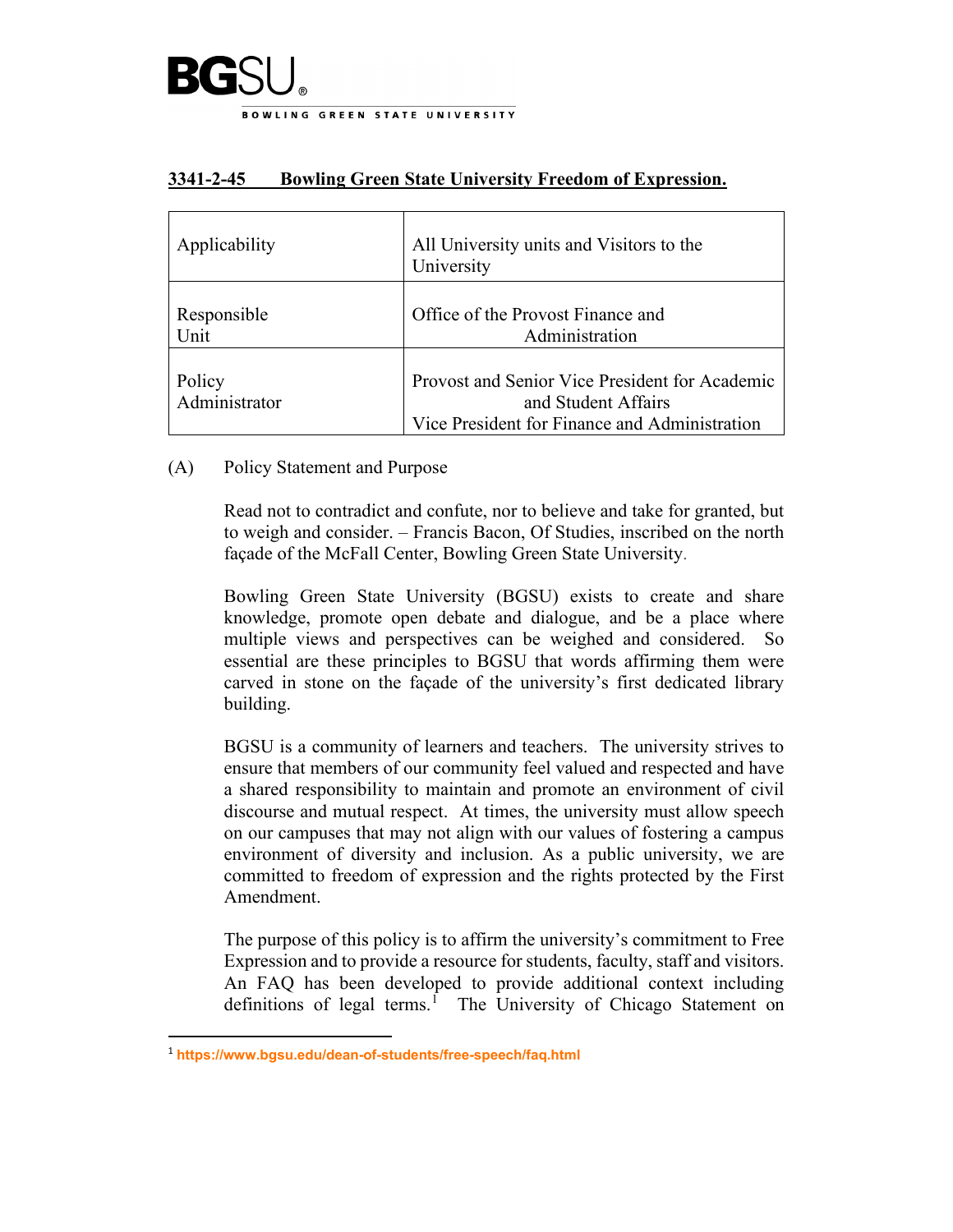**BGSU**
BOWLING GREEN STATE UNIVERSITY

## 3341-2-45 Bowling Green State University Freedom of Expression.

| | |
|---|---|
| Applicability | All University units and Visitors to the University |
| Responsible Unit | Office of the Provost Finance and Administration |
| Policy Administrator | Provost and Senior Vice President for Academic and Student Affairs<br>Vice President for Finance and Administration |

(A) Policy Statement and Purpose

Read not to contradict and confute, nor to believe and take for granted, but to weigh and consider. – Francis Bacon, Of Studies, inscribed on the north façade of the McFall Center, Bowling Green State University.

Bowling Green State University (BGSU) exists to create and share knowledge, promote open debate and dialogue, and be a place where multiple views and perspectives can be weighed and considered. So essential are these principles to BGSU that words affirming them were carved in stone on the façade of the university's first dedicated library building.

BGSU is a community of learners and teachers. The university strives to ensure that members of our community feel valued and respected and have a shared responsibility to maintain and promote an environment of civil discourse and mutual respect. At times, the university must allow speech on our campuses that may not align with our values of fostering a campus environment of diversity and inclusion. As a public university, we are committed to freedom of expression and the rights protected by the First Amendment.

The purpose of this policy is to affirm the university's commitment to Free Expression and to provide a resource for students, faculty, staff and visitors. An FAQ has been developed to provide additional context including definitions of legal terms.[1] The University of Chicago Statement on

[1] https://www.bgsu.edu/dean-of-students/free-speech/faq.html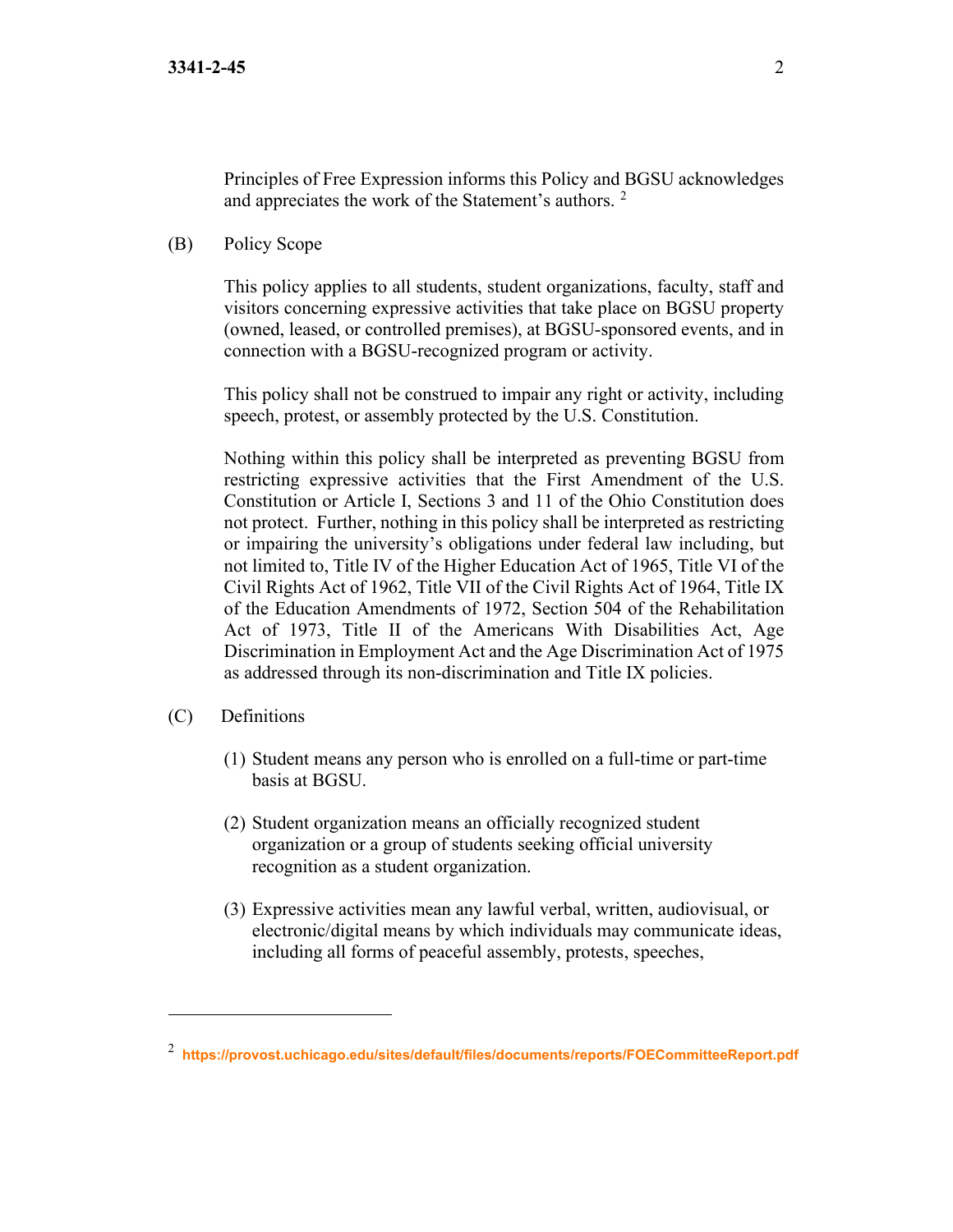Principles of Free Expression informs this Policy and BGSU acknowledges and appreciates the work of the Statement's authors. [2]

(B) Policy Scope

This policy applies to all students, student organizations, faculty, staff and visitors concerning expressive activities that take place on BGSU property (owned, leased, or controlled premises), at BGSU-sponsored events, and in connection with a BGSU-recognized program or activity.

This policy shall not be construed to impair any right or activity, including speech, protest, or assembly protected by the U.S. Constitution.

Nothing within this policy shall be interpreted as preventing BGSU from restricting expressive activities that the First Amendment of the U.S. Constitution or Article I, Sections 3 and 11 of the Ohio Constitution does not protect. Further, nothing in this policy shall be interpreted as restricting or impairing the university's obligations under federal law including, but not limited to, Title IV of the Higher Education Act of 1965, Title VI of the Civil Rights Act of 1962, Title VII of the Civil Rights Act of 1964, Title IX of the Education Amendments of 1972, Section 504 of the Rehabilitation Act of 1973, Title II of the Americans With Disabilities Act, Age Discrimination in Employment Act and the Age Discrimination Act of 1975 as addressed through its non-discrimination and Title IX policies.

(C) Definitions

(1) Student means any person who is enrolled on a full-time or part-time basis at BGSU.

(2) Student organization means an officially recognized student organization or a group of students seeking official university recognition as a student organization.

(3) Expressive activities mean any lawful verbal, written, audiovisual, or electronic/digital means by which individuals may communicate ideas, including all forms of peaceful assembly, protests, speeches,

---

[2] https://provost.uchicago.edu/sites/default/files/documents/reports/FOECommitteeReport.pdf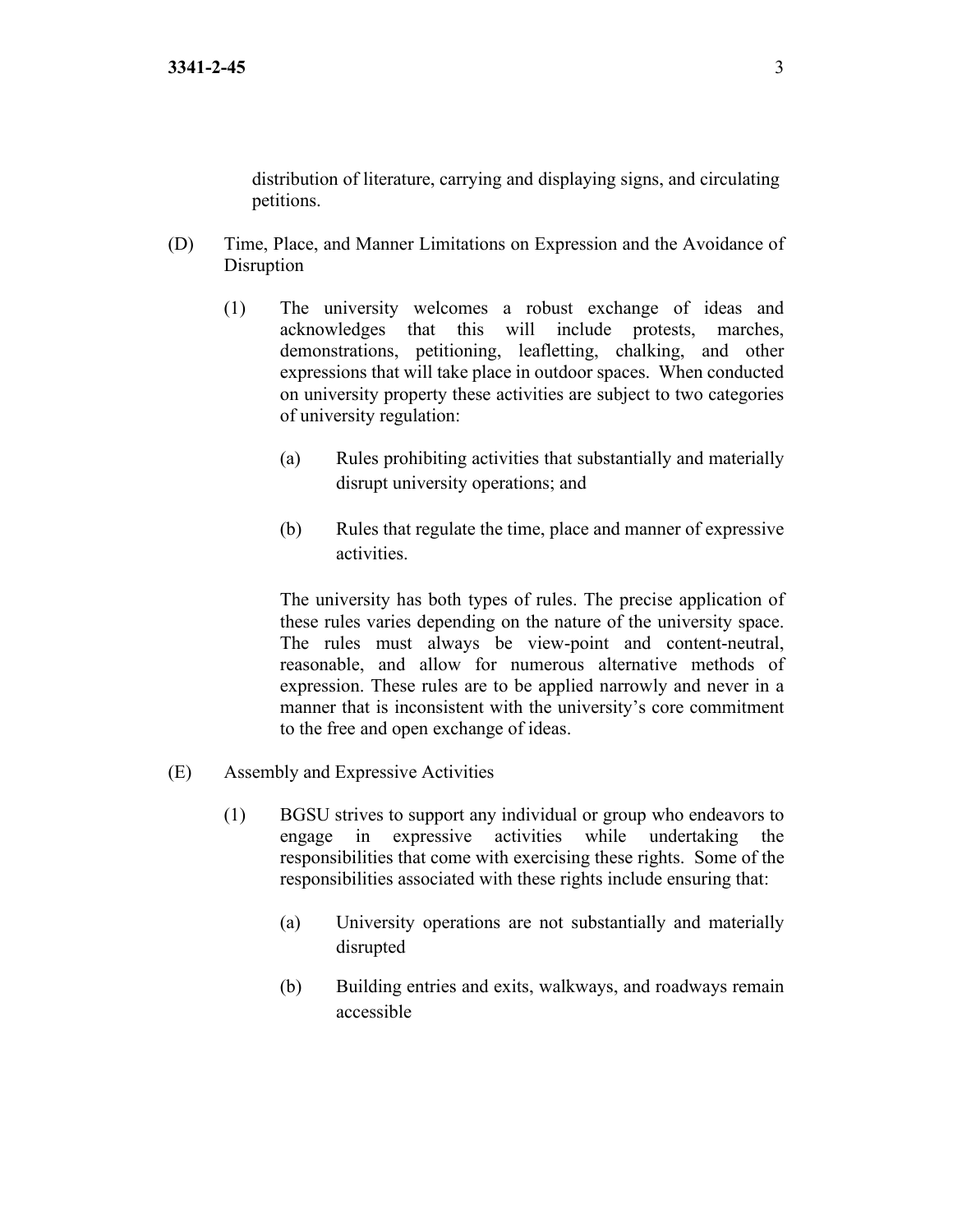distribution of literature, carrying and displaying signs, and circulating petitions.

(D) Time, Place, and Manner Limitations on Expression and the Avoidance of Disruption

(1) The university welcomes a robust exchange of ideas and acknowledges that this will include protests, marches, demonstrations, petitioning, leafletting, chalking, and other expressions that will take place in outdoor spaces. When conducted on university property these activities are subject to two categories of university regulation:

(a) Rules prohibiting activities that substantially and materially disrupt university operations; and

(b) Rules that regulate the time, place and manner of expressive activities.

The university has both types of rules. The precise application of these rules varies depending on the nature of the university space. The rules must always be view-point and content-neutral, reasonable, and allow for numerous alternative methods of expression. These rules are to be applied narrowly and never in a manner that is inconsistent with the university's core commitment to the free and open exchange of ideas.

(E) Assembly and Expressive Activities

(1) BGSU strives to support any individual or group who endeavors to engage in expressive activities while undertaking the responsibilities that come with exercising these rights. Some of the responsibilities associated with these rights include ensuring that:

(a) University operations are not substantially and materially disrupted

(b) Building entries and exits, walkways, and roadways remain accessible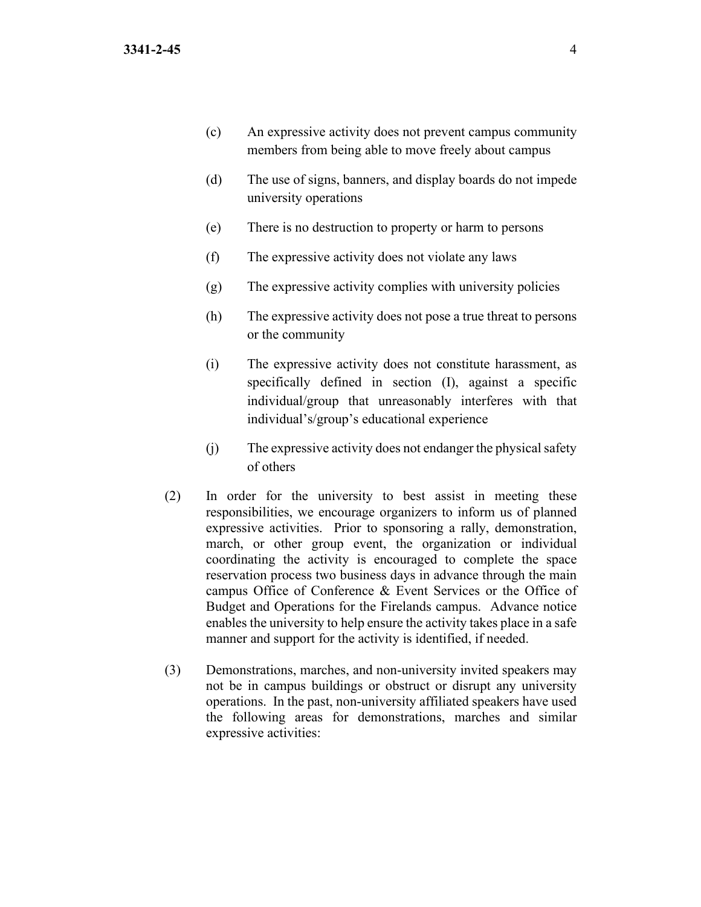(c) An expressive activity does not prevent campus community members from being able to move freely about campus

(d) The use of signs, banners, and display boards do not impede university operations

(e) There is no destruction to property or harm to persons

(f) The expressive activity does not violate any laws

(g) The expressive activity complies with university policies

(h) The expressive activity does not pose a true threat to persons or the community

(i) The expressive activity does not constitute harassment, as specifically defined in section (I), against a specific individual/group that unreasonably interferes with that individual's/group's educational experience

(j) The expressive activity does not endanger the physical safety of others

(2) In order for the university to best assist in meeting these responsibilities, we encourage organizers to inform us of planned expressive activities. Prior to sponsoring a rally, demonstration, march, or other group event, the organization or individual coordinating the activity is encouraged to complete the space reservation process two business days in advance through the main campus Office of Conference & Event Services or the Office of Budget and Operations for the Firelands campus. Advance notice enables the university to help ensure the activity takes place in a safe manner and support for the activity is identified, if needed.

(3) Demonstrations, marches, and non-university invited speakers may not be in campus buildings or obstruct or disrupt any university operations. In the past, non-university affiliated speakers have used the following areas for demonstrations, marches and similar expressive activities: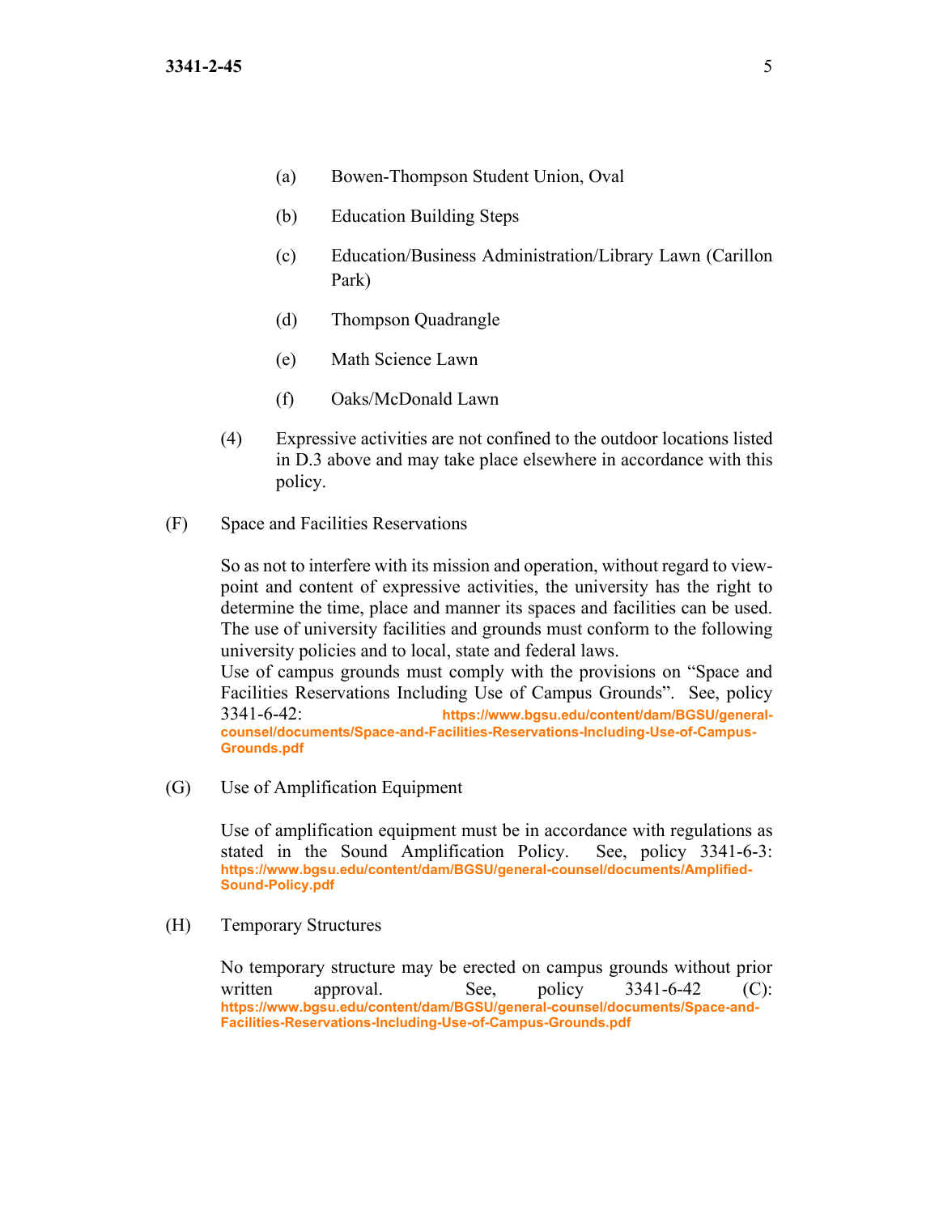(a) Bowen-Thompson Student Union, Oval

(b) Education Building Steps

(c) Education/Business Administration/Library Lawn (Carillon Park)

(d) Thompson Quadrangle

(e) Math Science Lawn

(f) Oaks/McDonald Lawn

(4) Expressive activities are not confined to the outdoor locations listed in D.3 above and may take place elsewhere in accordance with this policy.

(F) Space and Facilities Reservations

So as not to interfere with its mission and operation, without regard to viewpoint and content of expressive activities, the university has the right to determine the time, place and manner its spaces and facilities can be used. The use of university facilities and grounds must conform to the following university policies and to local, state and federal laws.
Use of campus grounds must comply with the provisions on "Space and Facilities Reservations Including Use of Campus Grounds". See, policy 3341-6-42: **https://www.bgsu.edu/content/dam/BGSU/general-counsel/documents/Space-and-Facilities-Reservations-Including-Use-of-Campus-Grounds.pdf**

(G) Use of Amplification Equipment

Use of amplification equipment must be in accordance with regulations as stated in the Sound Amplification Policy. See, policy 3341-6-3: **https://www.bgsu.edu/content/dam/BGSU/general-counsel/documents/Amplified-Sound-Policy.pdf**

(H) Temporary Structures

No temporary structure may be erected on campus grounds without prior written approval. See, policy 3341-6-42 (C): **https://www.bgsu.edu/content/dam/BGSU/general-counsel/documents/Space-and-Facilities-Reservations-Including-Use-of-Campus-Grounds.pdf**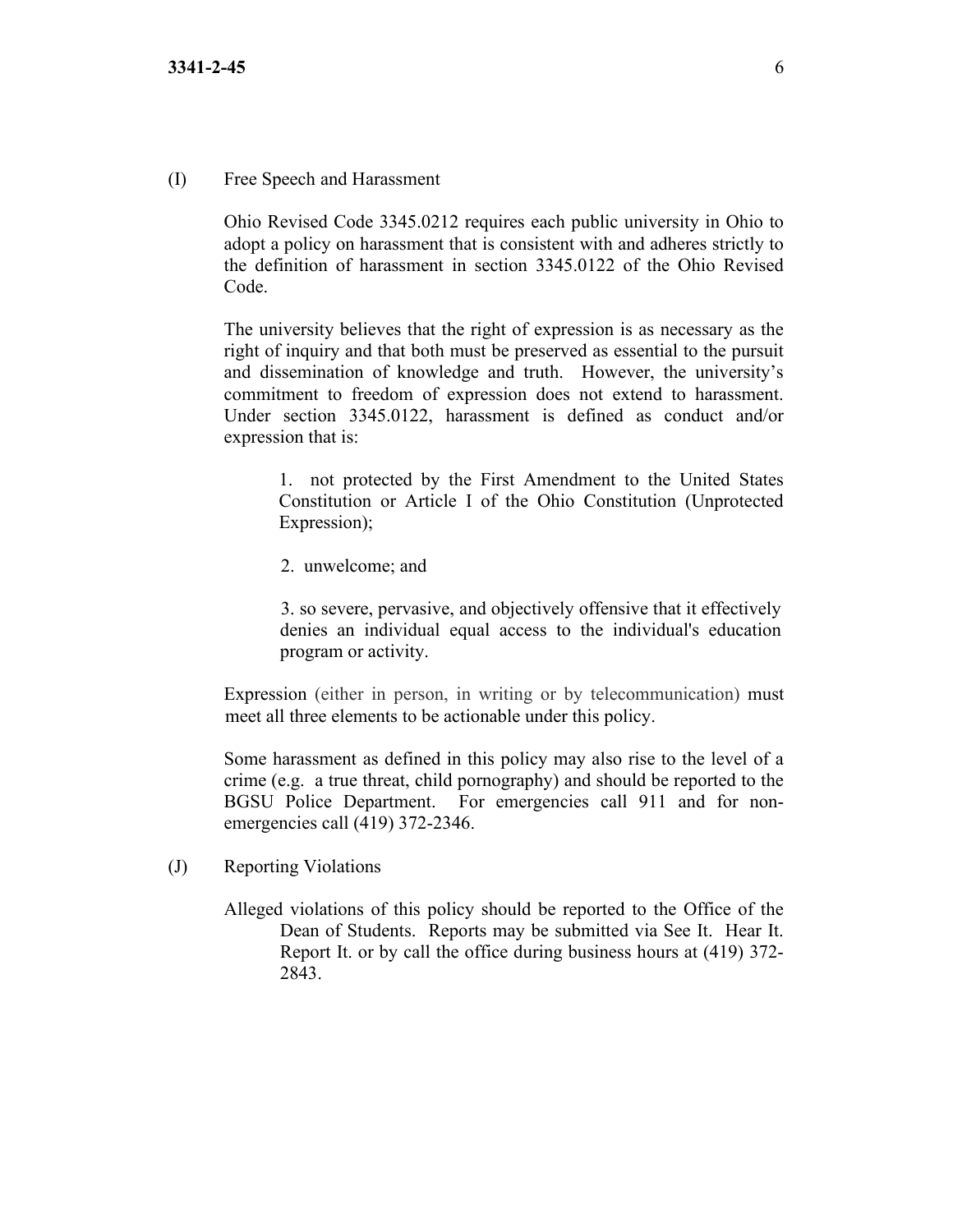(I) Free Speech and Harassment

Ohio Revised Code 3345.0212 requires each public university in Ohio to adopt a policy on harassment that is consistent with and adheres strictly to the definition of harassment in section 3345.0122 of the Ohio Revised Code.

The university believes that the right of expression is as necessary as the right of inquiry and that both must be preserved as essential to the pursuit and dissemination of knowledge and truth. However, the university's commitment to freedom of expression does not extend to harassment. Under section 3345.0122, harassment is defined as conduct and/or expression that is:

1. not protected by the First Amendment to the United States Constitution or Article I of the Ohio Constitution (Unprotected Expression);

2. unwelcome; and

3. so severe, pervasive, and objectively offensive that it effectively denies an individual equal access to the individual's education program or activity.

Expression (either in person, in writing or by telecommunication) must meet all three elements to be actionable under this policy.

Some harassment as defined in this policy may also rise to the level of a crime (e.g. a true threat, child pornography) and should be reported to the BGSU Police Department. For emergencies call 911 and for non-emergencies call (419) 372-2346.

(J) Reporting Violations

Alleged violations of this policy should be reported to the Office of the Dean of Students. Reports may be submitted via See It. Hear It. Report It. or by call the office during business hours at (419) 372-2843.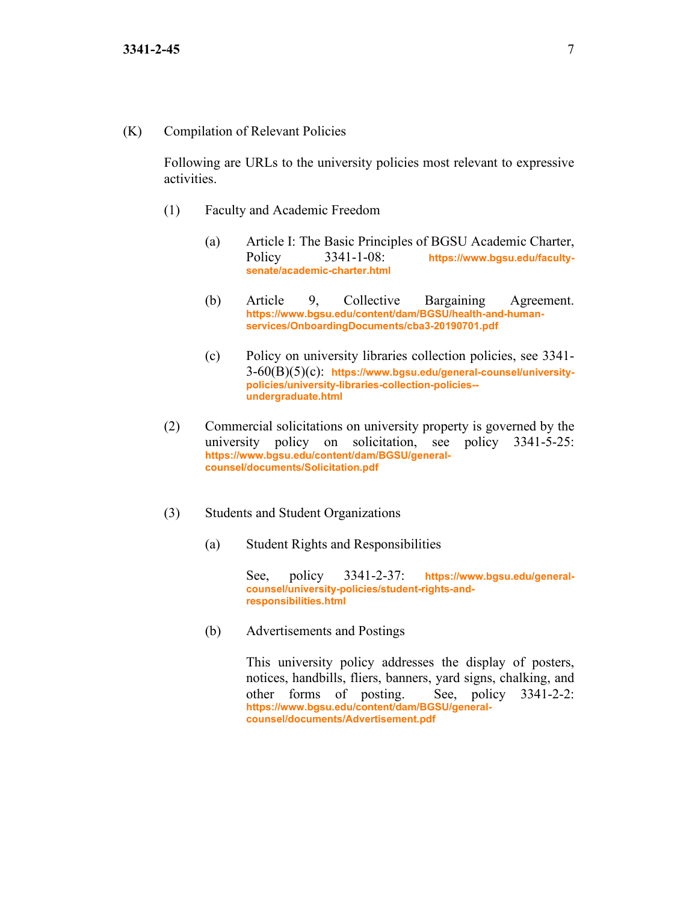(K) Compilation of Relevant Policies

Following are URLs to the university policies most relevant to expressive activities.

(1) Faculty and Academic Freedom

(a) Article I: The Basic Principles of BGSU Academic Charter, Policy 3341-1-08: https://www.bgsu.edu/faculty-senate/academic-charter.html

(b) Article 9, Collective Bargaining Agreement. https://www.bgsu.edu/content/dam/BGSU/health-and-human-services/OnboardingDocuments/cba3-20190701.pdf

(c) Policy on university libraries collection policies, see 3341-3-60(B)(5)(c): https://www.bgsu.edu/general-counsel/university-policies/university-libraries-collection-policies--undergraduate.html

(2) Commercial solicitations on university property is governed by the university policy on solicitation, see policy 3341-5-25: https://www.bgsu.edu/content/dam/BGSU/general-counsel/documents/Solicitation.pdf

(3) Students and Student Organizations

(a) Student Rights and Responsibilities

See, policy 3341-2-37: https://www.bgsu.edu/general-counsel/university-policies/student-rights-and-responsibilities.html

(b) Advertisements and Postings

This university policy addresses the display of posters, notices, handbills, fliers, banners, yard signs, chalking, and other forms of posting. See, policy 3341-2-2: https://www.bgsu.edu/content/dam/BGSU/general-counsel/documents/Advertisement.pdf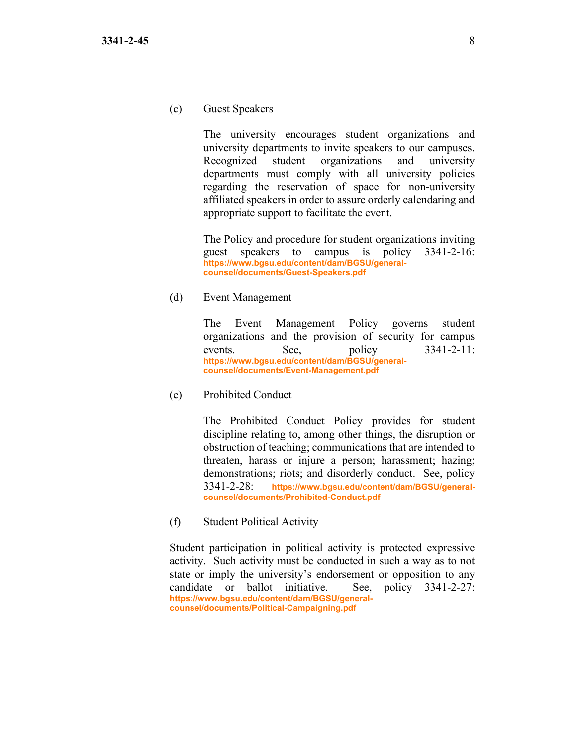(c) Guest Speakers

The university encourages student organizations and university departments to invite speakers to our campuses. Recognized student organizations and university departments must comply with all university policies regarding the reservation of space for non-university affiliated speakers in order to assure orderly calendaring and appropriate support to facilitate the event.

The Policy and procedure for student organizations inviting guest speakers to campus is policy 3341-2-16: https://www.bgsu.edu/content/dam/BGSU/general-counsel/documents/Guest-Speakers.pdf

(d) Event Management

The Event Management Policy governs student organizations and the provision of security for campus events. See, policy 3341-2-11: https://www.bgsu.edu/content/dam/BGSU/general-counsel/documents/Event-Management.pdf

(e) Prohibited Conduct

The Prohibited Conduct Policy provides for student discipline relating to, among other things, the disruption or obstruction of teaching; communications that are intended to threaten, harass or injure a person; harassment; hazing; demonstrations; riots; and disorderly conduct. See, policy 3341-2-28: https://www.bgsu.edu/content/dam/BGSU/general-counsel/documents/Prohibited-Conduct.pdf

(f) Student Political Activity

Student participation in political activity is protected expressive activity. Such activity must be conducted in such a way as to not state or imply the university's endorsement or opposition to any candidate or ballot initiative. See, policy 3341-2-27: https://www.bgsu.edu/content/dam/BGSU/general-counsel/documents/Political-Campaigning.pdf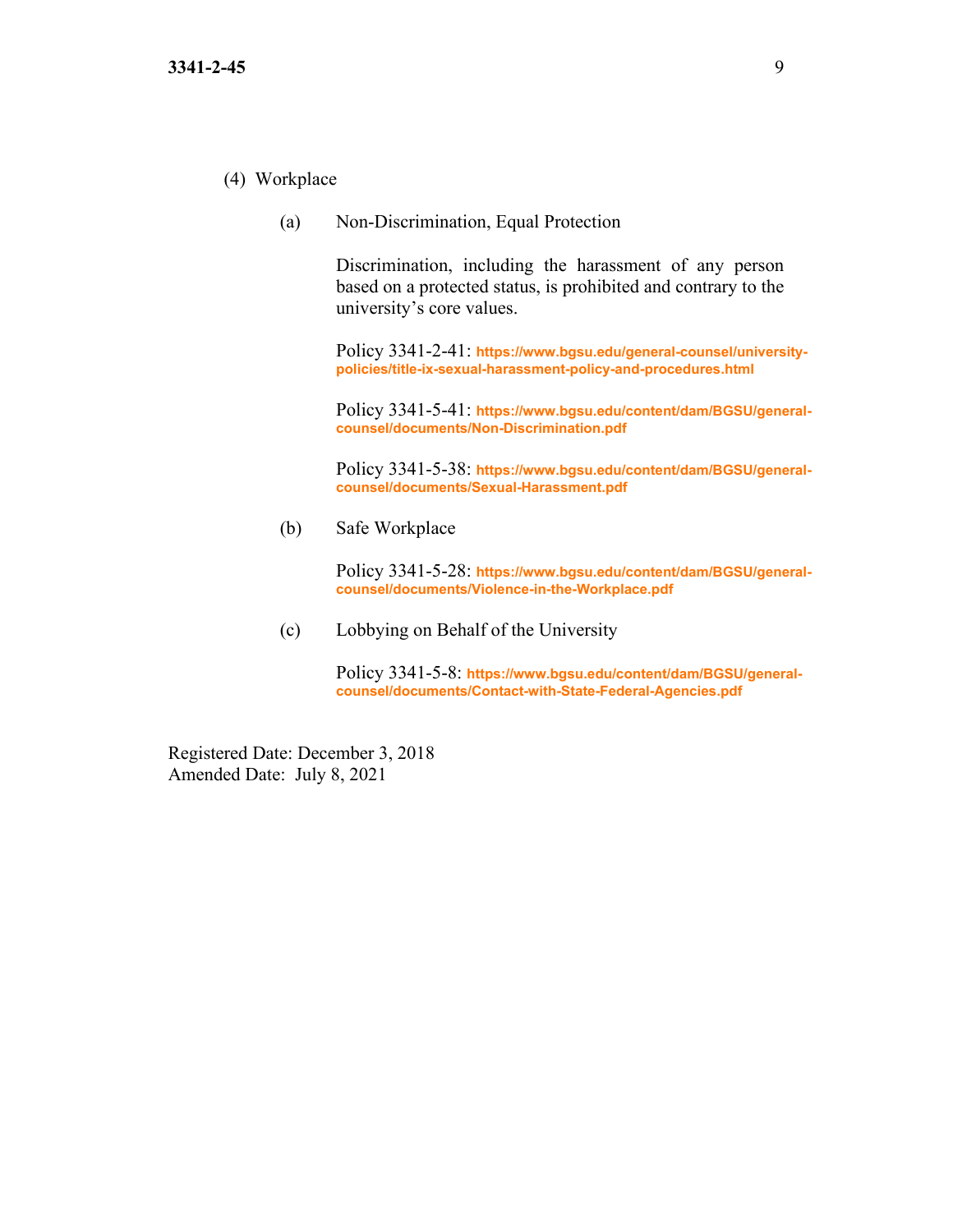(4) Workplace

(a) Non-Discrimination, Equal Protection

Discrimination, including the harassment of any person based on a protected status, is prohibited and contrary to the university's core values.

Policy 3341-2-41: **https://www.bgsu.edu/general-counsel/university-policies/title-ix-sexual-harassment-policy-and-procedures.html**

Policy 3341-5-41: **https://www.bgsu.edu/content/dam/BGSU/general-counsel/documents/Non-Discrimination.pdf**

Policy 3341-5-38: **https://www.bgsu.edu/content/dam/BGSU/general-counsel/documents/Sexual-Harassment.pdf**

(b) Safe Workplace

Policy 3341-5-28: **https://www.bgsu.edu/content/dam/BGSU/general-counsel/documents/Violence-in-the-Workplace.pdf**

(c) Lobbying on Behalf of the University

Policy 3341-5-8: **https://www.bgsu.edu/content/dam/BGSU/general-counsel/documents/Contact-with-State-Federal-Agencies.pdf**

Registered Date: December 3, 2018
Amended Date: July 8, 2021